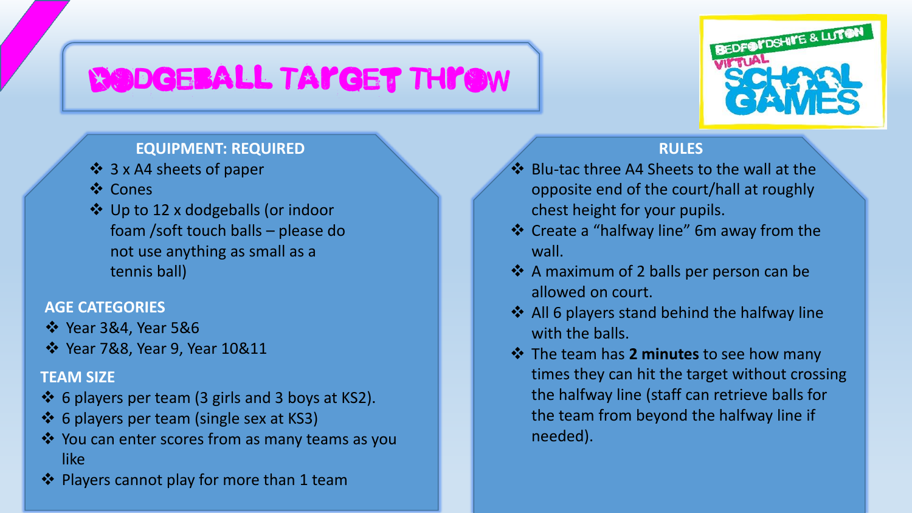# DODGEBALL TARGET THROW

BEDFORDSHIRE & LUTON VIRTUAL SCHOOL GAMES

## EQUIPMENT: REQUIRED

- 3 x A4 sheets of paper
- Cones
- Up to 12 x dodgeballs (or indoor foam /soft touch balls – please do not use anything as small as a tennis ball)

## AGE CATEGORIES

- Year 3&4, Year 5&6
- Year 7&8, Year 9, Year 10&11

## TEAM SIZE

- 6 players per team (3 girls and 3 boys at KS2).
- 6 players per team (single sex at KS3)
- You can enter scores from as many teams as you like
- Players cannot play for more than 1 team

## RULES

- Blu-tac three A4 Sheets to the wall at the opposite end of the court/hall at roughly chest height for your pupils.
- Create a "halfway line" 6m away from the wall.
- A maximum of 2 balls per person can be allowed on court.
- All 6 players stand behind the halfway line with the balls.
- The team has **2 minutes** to see how many times they can hit the target without crossing the halfway line (staff can retrieve balls for the team from beyond the halfway line if needed).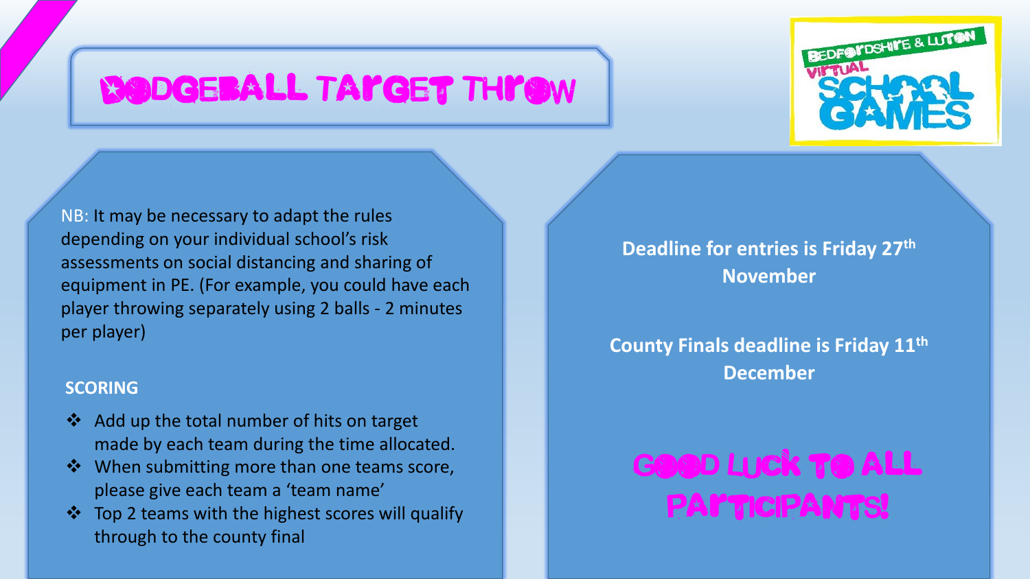# DODGEBALL TARGET THROW

BEDFORDSHIRE & LUTON VIRTUAL SCHOOL GAMES

NB: It may be necessary to adapt the rules depending on your individual school's risk assessments on social distancing and sharing of equipment in PE. (For example, you could have each player throwing separately using 2 balls - 2 minutes per player)

**SCORING**

- Add up the total number of hits on target made by each team during the time allocated.
- When submitting more than one teams score, please give each team a 'team name'
- Top 2 teams with the highest scores will qualify through to the county final

**Deadline for entries is Friday 27th November**

**County Finals deadline is Friday 11th December**

GOOD LUCK TO ALL PARTICIPANTS!